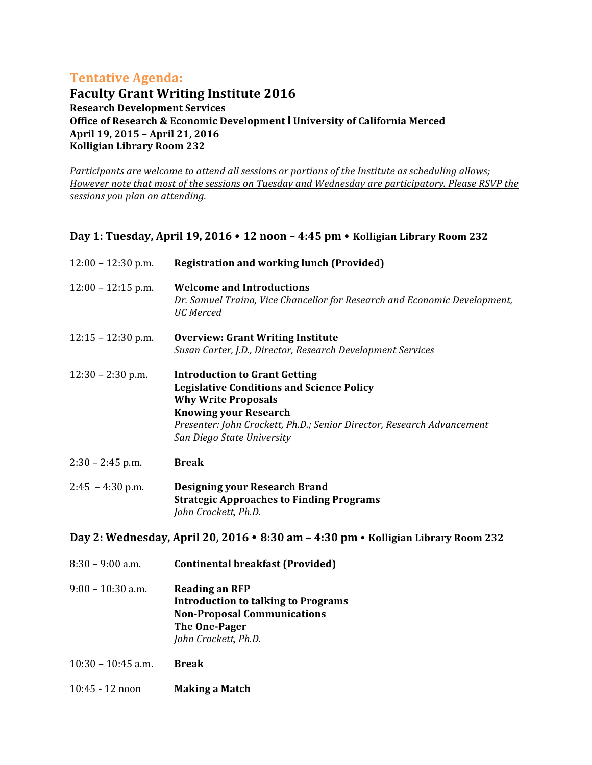# Tentative Agenda:

## Faculty Grant Writing Institute 2016

**Research Development Services**
**Office of Research & Economic Development | University of California Merced**
**April 19, 2015 – April 21, 2016**
**Kolligian Library Room 232**

*Participants are welcome to attend all sessions or portions of the Institute as scheduling allows; However note that most of the sessions on Tuesday and Wednesday are participatory. Please RSVP the sessions you plan on attending.*

### Day 1: Tuesday, April 19, 2016 • 12 noon – 4:45 pm • Kolligian Library Room 232

| | |
|---|---|
| 12:00 – 12:30 p.m. | **Registration and working lunch (Provided)** |
| 12:00 – 12:15 p.m. | **Welcome and Introductions**<br>*Dr. Samuel Traina, Vice Chancellor for Research and Economic Development, UC Merced* |
| 12:15 – 12:30 p.m. | **Overview: Grant Writing Institute**<br>*Susan Carter, J.D., Director, Research Development Services* |
| 12:30 – 2:30 p.m. | **Introduction to Grant Getting**<br>**Legislative Conditions and Science Policy**<br>**Why Write Proposals**<br>**Knowing your Research**<br>*Presenter: John Crockett, Ph.D.; Senior Director, Research Advancement San Diego State University* |
| 2:30 – 2:45 p.m. | **Break** |
| 2:45 – 4:30 p.m. | **Designing your Research Brand**<br>**Strategic Approaches to Finding Programs**<br>*John Crockett, Ph.D.* |

### Day 2: Wednesday, April 20, 2016 • 8:30 am – 4:30 pm • Kolligian Library Room 232

| | |
|---|---|
| 8:30 – 9:00 a.m. | **Continental breakfast (Provided)** |
| 9:00 – 10:30 a.m. | **Reading an RFP**<br>**Introduction to talking to Programs**<br>**Non-Proposal Communications**<br>**The One-Pager**<br>*John Crockett, Ph.D.* |
| 10:30 – 10:45 a.m. | **Break** |
| 10:45 - 12 noon | **Making a Match** |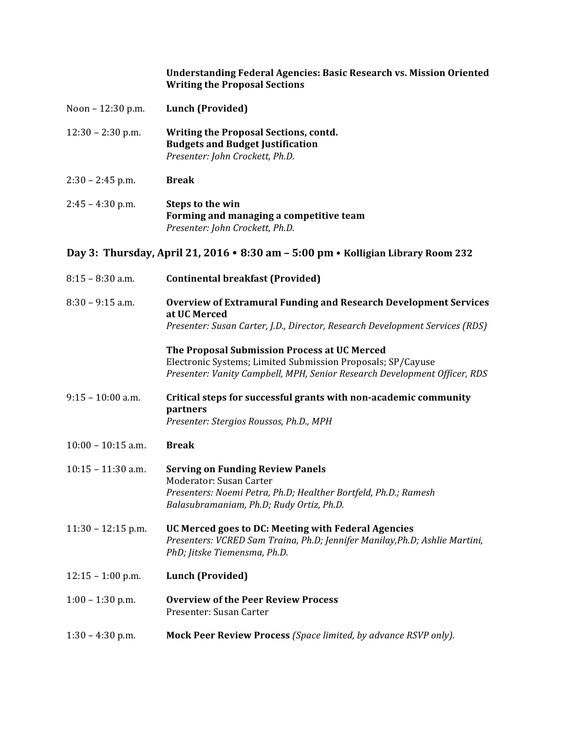**Understanding Federal Agencies: Basic Research vs. Mission Oriented**
**Writing the Proposal Sections**

| | |
|---|---|
| Noon – 12:30 p.m. | **Lunch (Provided)** |
| 12:30 – 2:30 p.m. | **Writing the Proposal Sections, contd.**<br>**Budgets and Budget Justification**<br>*Presenter: John Crockett, Ph.D.* |
| 2:30 – 2:45 p.m. | **Break** |
| 2:45 – 4:30 p.m. | **Steps to the win**<br>**Forming and managing a competitive team**<br>*Presenter: John Crockett, Ph.D.* |

## Day 3: Thursday, April 21, 2016 • 8:30 am – 5:00 pm • Kolligian Library Room 232

| | |
|---|---|
| 8:15 – 8:30 a.m. | **Continental breakfast (Provided)** |
| 8:30 – 9:15 a.m. | **Overview of Extramural Funding and Research Development Services at UC Merced**<br>*Presenter: Susan Carter, J.D., Director, Research Development Services (RDS)*<br><br>**The Proposal Submission Process at UC Merced**<br>Electronic Systems; Limited Submission Proposals; SP/Cayuse<br>*Presenter: Vanity Campbell, MPH, Senior Research Development Officer, RDS* |
| 9:15 – 10:00 a.m. | **Critical steps for successful grants with non-academic community partners**<br>*Presenter: Stergios Roussos, Ph.D., MPH* |
| 10:00 – 10:15 a.m. | **Break** |
| 10:15 – 11:30 a.m. | **Serving on Funding Review Panels**<br>Moderator: Susan Carter<br>*Presenters: Noemi Petra, Ph.D; Healther Bortfeld, Ph.D.; Ramesh Balasubramaniam, Ph.D; Rudy Ortiz, Ph.D.* |
| 11:30 – 12:15 p.m. | **UC Merced goes to DC: Meeting with Federal Agencies**<br>*Presenters: VCRED Sam Traina, Ph.D; Jennifer Manilay,Ph.D; Ashlie Martini, PhD; Jitske Tiemensma, Ph.D.* |
| 12:15 – 1:00 p.m. | **Lunch (Provided)** |
| 1:00 – 1:30 p.m. | **Overview of the Peer Review Process**<br>Presenter: Susan Carter |
| 1:30 – 4:30 p.m. | **Mock Peer Review Process** *(Space limited, by advance RSVP only).* |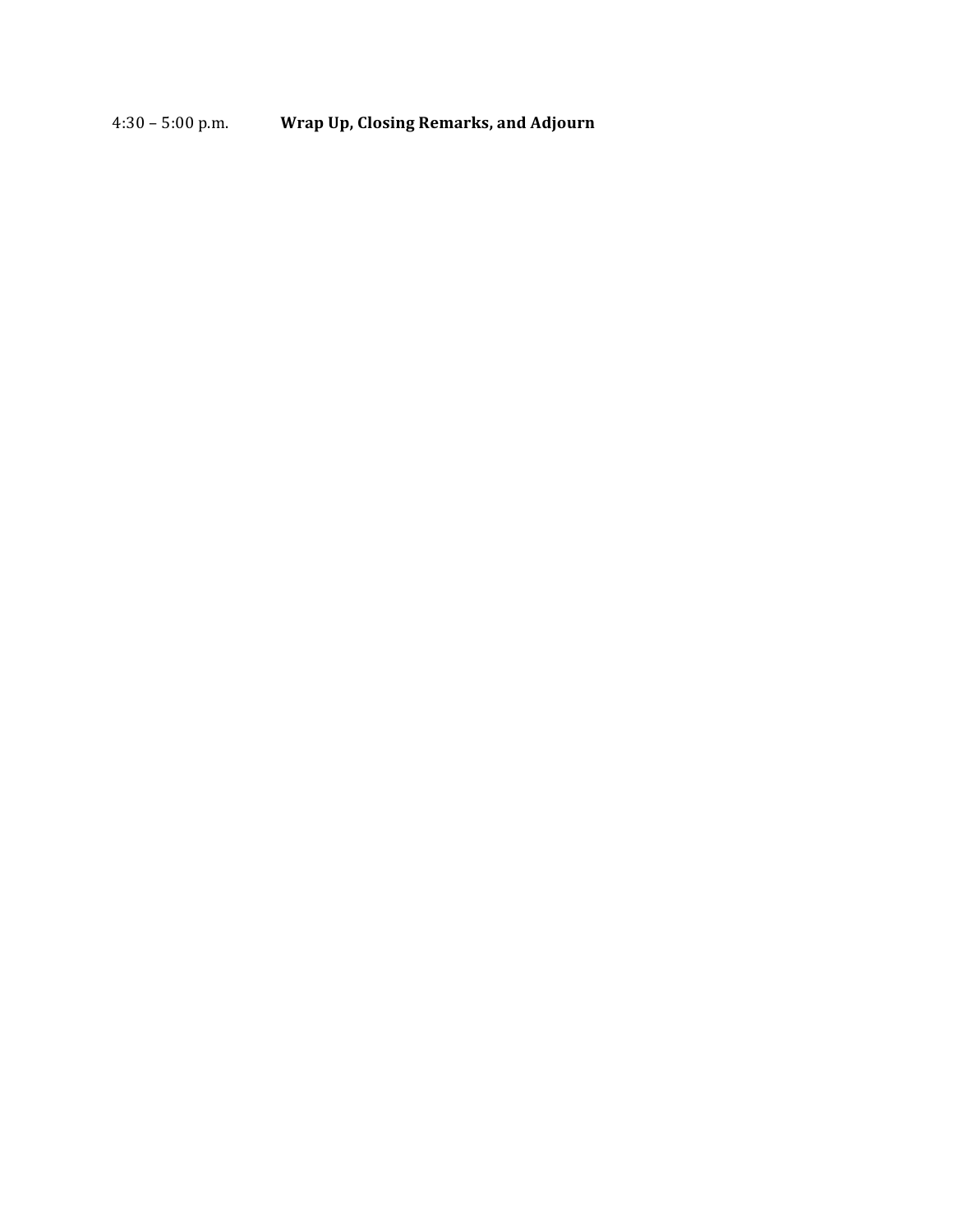4:30 – 5:00 p.m. **Wrap Up, Closing Remarks, and Adjourn**